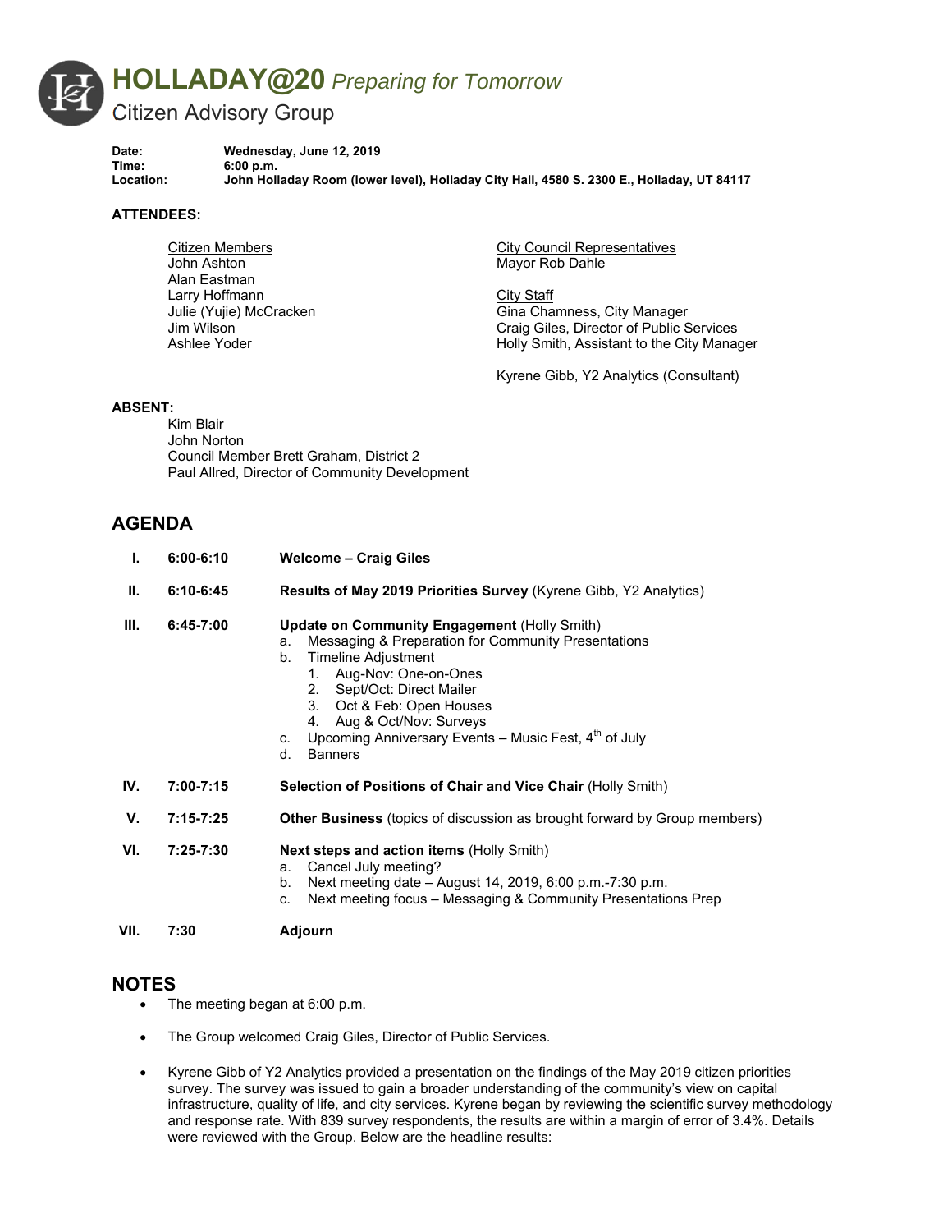# HOLLADAY@20 *Preparing for Tomorrow*

## Citizen Advisory Group

**Date:** Wednesday, June 12, 2019
**Time:** 6:00 p.m.
**Location:** John Holladay Room (lower level), Holladay City Hall, 4580 S. 2300 E., Holladay, UT 84117

**ATTENDEES:**

Citizen Members
John Ashton
Alan Eastman
Larry Hoffmann
Julie (Yujie) McCracken
Jim Wilson
Ashlee Yoder

City Council Representatives
Mayor Rob Dahle

City Staff
Gina Chamness, City Manager
Craig Giles, Director of Public Services
Holly Smith, Assistant to the City Manager

Kyrene Gibb, Y2 Analytics (Consultant)

**ABSENT:**
Kim Blair
John Norton
Council Member Brett Graham, District 2
Paul Allred, Director of Community Development

## AGENDA

| | | |
|---|---|---|
| **I.** | **6:00-6:10** | **Welcome – Craig Giles** |
| **II.** | **6:10-6:45** | **Results of May 2019 Priorities Survey** (Kyrene Gibb, Y2 Analytics) |
| **III.** | **6:45-7:00** | **Update on Community Engagement** (Holly Smith)<br>a. Messaging & Preparation for Community Presentations<br>b. Timeline Adjustment<br>1. Aug-Nov: One-on-Ones<br>2. Sept/Oct: Direct Mailer<br>3. Oct & Feb: Open Houses<br>4. Aug & Oct/Nov: Surveys<br>c. Upcoming Anniversary Events – Music Fest, 4th of July<br>d. Banners |
| **IV.** | **7:00-7:15** | **Selection of Positions of Chair and Vice Chair** (Holly Smith) |
| **V.** | **7:15-7:25** | **Other Business** (topics of discussion as brought forward by Group members) |
| **VI.** | **7:25-7:30** | **Next steps and action items** (Holly Smith)<br>a. Cancel July meeting?<br>b. Next meeting date – August 14, 2019, 6:00 p.m.-7:30 p.m.<br>c. Next meeting focus – Messaging & Community Presentations Prep |
| **VII.** | **7:30** | **Adjourn** |

## NOTES

- The meeting began at 6:00 p.m.
- The Group welcomed Craig Giles, Director of Public Services.
- Kyrene Gibb of Y2 Analytics provided a presentation on the findings of the May 2019 citizen priorities survey. The survey was issued to gain a broader understanding of the community's view on capital infrastructure, quality of life, and city services. Kyrene began by reviewing the scientific survey methodology and response rate. With 839 survey respondents, the results are within a margin of error of 3.4%. Details were reviewed with the Group. Below are the headline results: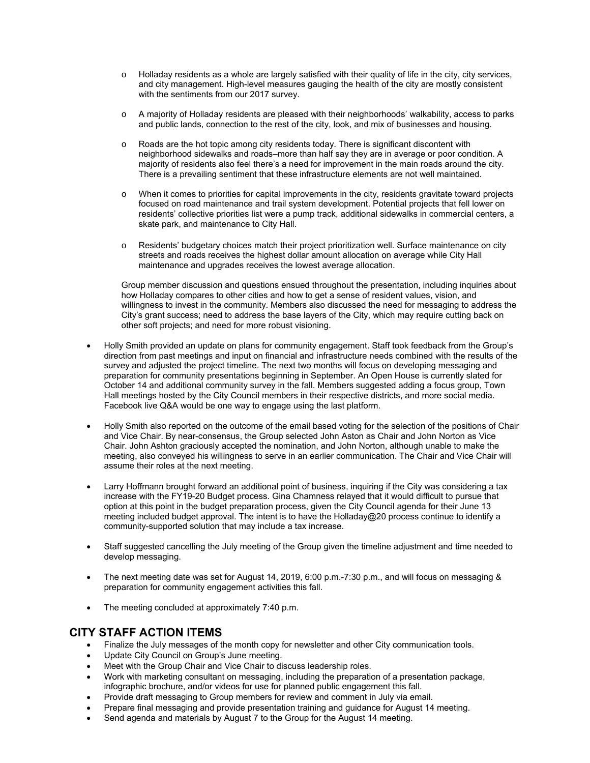- Holladay residents as a whole are largely satisfied with their quality of life in the city, city services, and city management. High-level measures gauging the health of the city are mostly consistent with the sentiments from our 2017 survey.
  - A majority of Holladay residents are pleased with their neighborhoods' walkability, access to parks and public lands, connection to the rest of the city, look, and mix of businesses and housing.
  - Roads are the hot topic among city residents today. There is significant discontent with neighborhood sidewalks and roads–more than half say they are in average or poor condition. A majority of residents also feel there's a need for improvement in the main roads around the city. There is a prevailing sentiment that these infrastructure elements are not well maintained.
  - When it comes to priorities for capital improvements in the city, residents gravitate toward projects focused on road maintenance and trail system development. Potential projects that fell lower on residents' collective priorities list were a pump track, additional sidewalks in commercial centers, a skate park, and maintenance to City Hall.
  - Residents' budgetary choices match their project prioritization well. Surface maintenance on city streets and roads receives the highest dollar amount allocation on average while City Hall maintenance and upgrades receives the lowest average allocation.

  Group member discussion and questions ensued throughout the presentation, including inquiries about how Holladay compares to other cities and how to get a sense of resident values, vision, and willingness to invest in the community. Members also discussed the need for messaging to address the City's grant success; need to address the base layers of the City, which may require cutting back on other soft projects; and need for more robust visioning.

- Holly Smith provided an update on plans for community engagement. Staff took feedback from the Group's direction from past meetings and input on financial and infrastructure needs combined with the results of the survey and adjusted the project timeline. The next two months will focus on developing messaging and preparation for community presentations beginning in September. An Open House is currently slated for October 14 and additional community survey in the fall. Members suggested adding a focus group, Town Hall meetings hosted by the City Council members in their respective districts, and more social media. Facebook live Q&A would be one way to engage using the last platform.

- Holly Smith also reported on the outcome of the email based voting for the selection of the positions of Chair and Vice Chair. By near-consensus, the Group selected John Aston as Chair and John Norton as Vice Chair. John Ashton graciously accepted the nomination, and John Norton, although unable to make the meeting, also conveyed his willingness to serve in an earlier communication. The Chair and Vice Chair will assume their roles at the next meeting.

- Larry Hoffmann brought forward an additional point of business, inquiring if the City was considering a tax increase with the FY19-20 Budget process. Gina Chamness relayed that it would difficult to pursue that option at this point in the budget preparation process, given the City Council agenda for their June 13 meeting included budget approval. The intent is to have the Holladay@20 process continue to identify a community-supported solution that may include a tax increase.

- Staff suggested cancelling the July meeting of the Group given the timeline adjustment and time needed to develop messaging.

- The next meeting date was set for August 14, 2019, 6:00 p.m.-7:30 p.m., and will focus on messaging & preparation for community engagement activities this fall.

- The meeting concluded at approximately 7:40 p.m.

## CITY STAFF ACTION ITEMS

- Finalize the July messages of the month copy for newsletter and other City communication tools.
- Update City Council on Group's June meeting.
- Meet with the Group Chair and Vice Chair to discuss leadership roles.
- Work with marketing consultant on messaging, including the preparation of a presentation package, infographic brochure, and/or videos for use for planned public engagement this fall.
- Provide draft messaging to Group members for review and comment in July via email.
- Prepare final messaging and provide presentation training and guidance for August 14 meeting.
- Send agenda and materials by August 7 to the Group for the August 14 meeting.